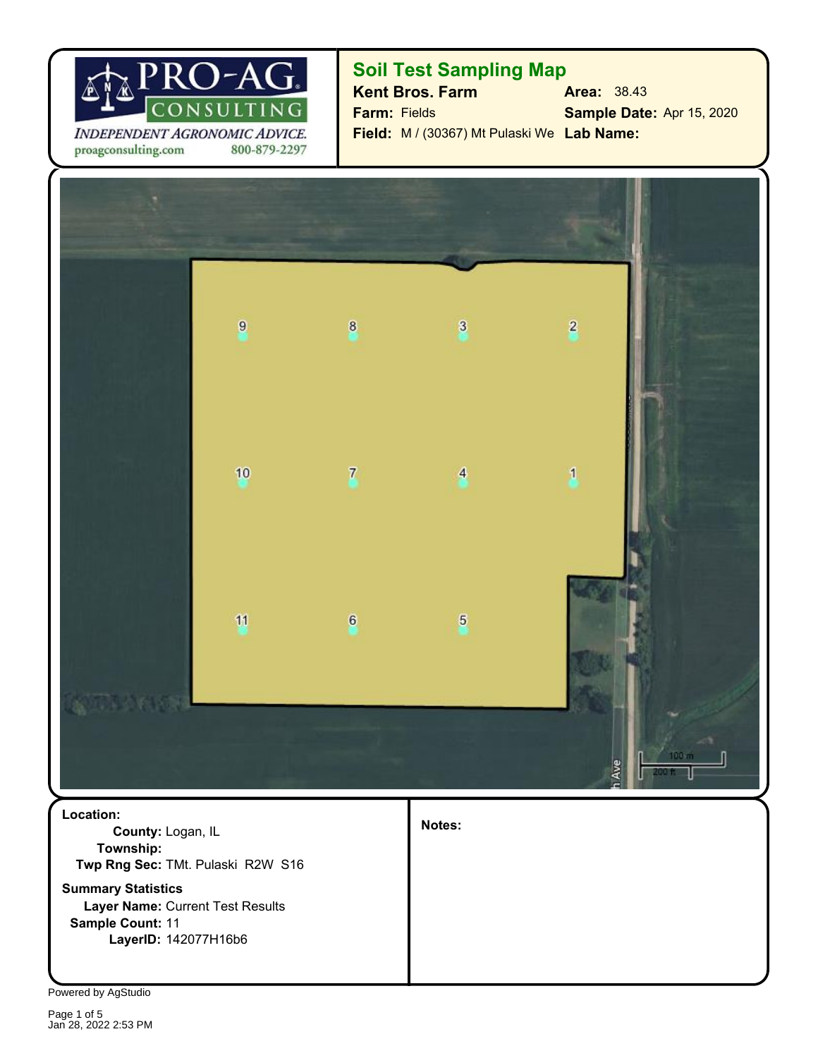PRO-AG CONSULTING

*INDEPENDENT AGRONOMIC ADVICE.*

proagconsulting.com 800-879-2297

## Soil Test Sampling Map

**Kent Bros. Farm**

**Farm:** Fields

**Field:** M / (30367) Mt Pulaski We

**Area:** 38.43

**Sample Date:** Apr 15, 2020

**Lab Name:**

9 8 3 2

10 7 4 1

11 6 5

100 m
200 ft

**Location:**

**County:** Logan, IL

**Township:**

**Twp Rng Sec:** TMt. Pulaski R2W S16

**Summary Statistics**

**Layer Name:** Current Test Results

**Sample Count:** 11

**LayerID:** 142077H16b6

**Notes:**

Powered by AgStudio

Jan 28, 2022 2:53 PM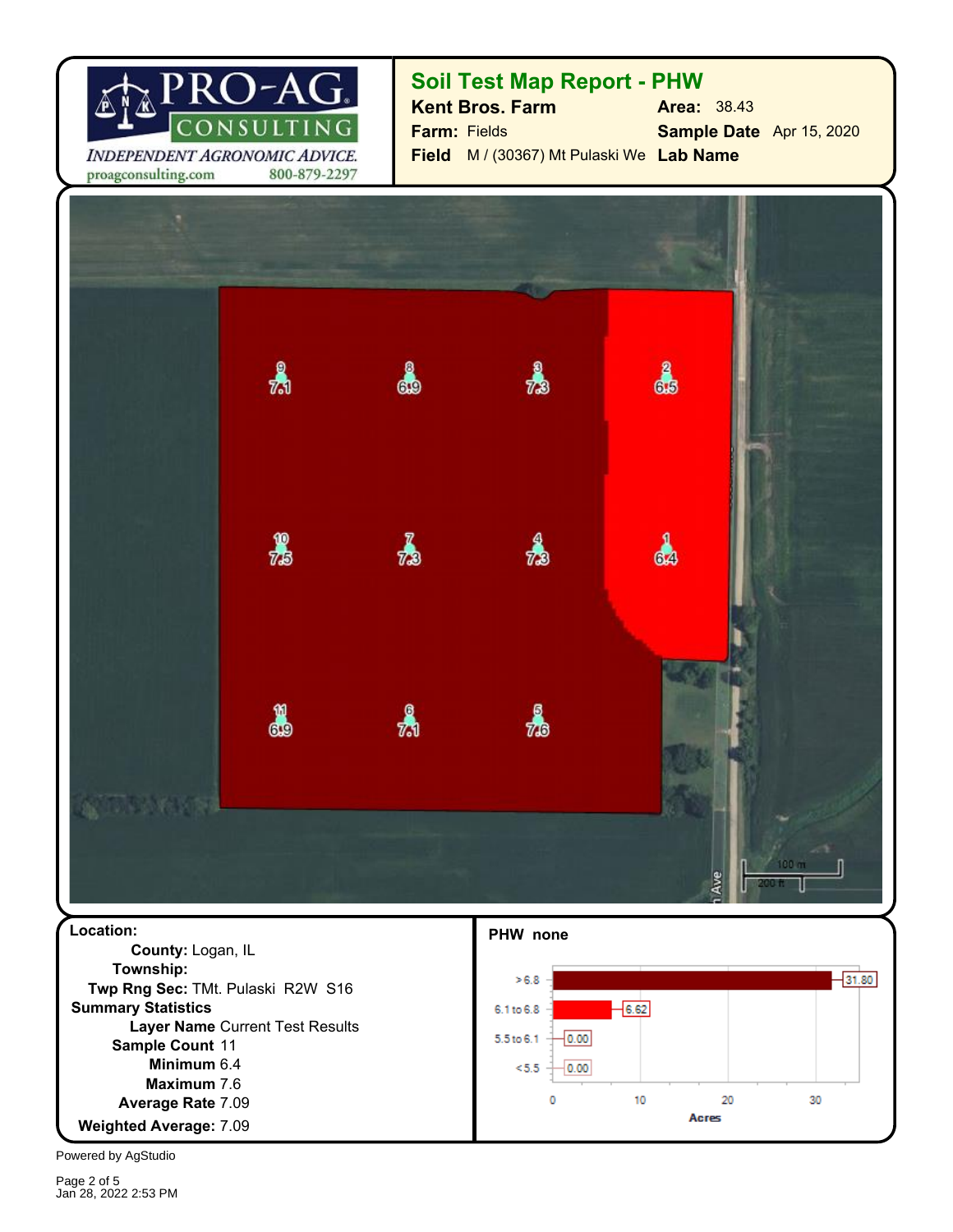PRO-AG CONSULTING

*INDEPENDENT AGRONOMIC ADVICE.*

proagconsulting.com 800-879-2297

## Soil Test Map Report - PHW

**Kent Bros. Farm** **Area:** 38.43

**Farm:** Fields **Sample Date** Apr 15, 2020

**Field** M / (30367) Mt Pulaski We **Lab Name**

| Sample | Value |
|---|---|
| 1 | 6.4 |
| 2 | 6.5 |
| 3 | 7.3 |
| 4 | 7.3 |
| 5 | 7.6 |
| 6 | 7.1 |
| 7 | 7.3 |
| 8 | 6.9 |
| 9 | 7.1 |
| 10 | 7.5 |
| 11 | 6.9 |

**Location:**

**County:** Logan, IL

**Township:**

**Twp Rng Sec:** TMt. Pulaski R2W S16

**Summary Statistics**

**Layer Name** Current Test Results

**Sample Count** 11

**Minimum** 6.4

**Maximum** 7.6

**Average Rate** 7.09

**Weighted Average:** 7.09

**PHW none**

| Range | Acres |
|---|---|
| > 6.8 | 31.80 |
| 6.1 to 6.8 | 6.62 |
| 5.5 to 6.1 | 0.00 |
| < 5.5 | 0.00 |

Powered by AgStudio

Jan 28, 2022 2:53 PM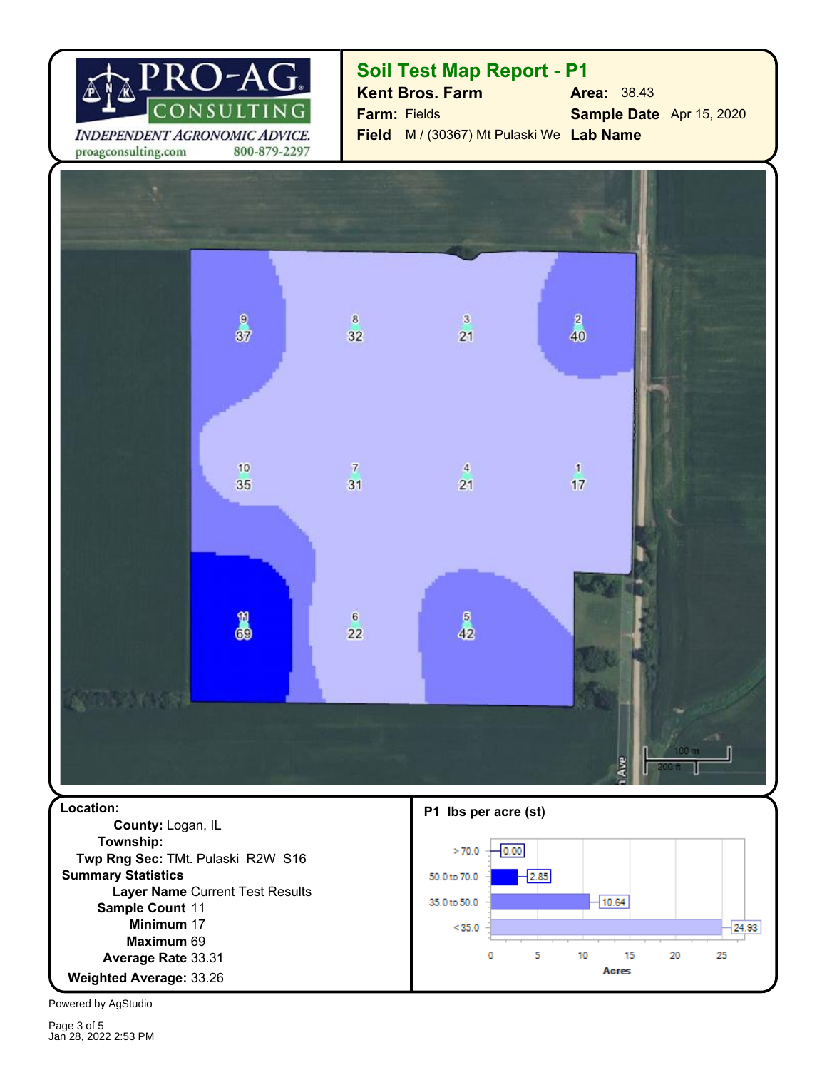**PRO-AG CONSULTING**
*INDEPENDENT AGRONOMIC ADVICE.*
proagconsulting.com 800-879-2297

# Soil Test Map Report - P1

**Kent Bros. Farm** **Area:** 38.43
**Farm:** Fields **Sample Date** Apr 15, 2020
**Field** M / (30367) Mt Pulaski We **Lab Name**

| Sample | Value |
|---|---|
| 9 | 37 |
| 8 | 32 |
| 3 | 21 |
| 2 | 40 |
| 10 | 35 |
| 7 | 31 |
| 4 | 21 |
| 1 | 17 |
| 11 | 69 |
| 6 | 22 |
| 5 | 42 |

100 m
200 ft

**Location:**
**County:** Logan, IL
**Township:**
**Twp Rng Sec:** TMt. Pulaski R2W S16

**Summary Statistics**
**Layer Name** Current Test Results
**Sample Count** 11
**Minimum** 17
**Maximum** 69
**Average Rate** 33.31
**Weighted Average:** 33.26

**P1 lbs per acre (st)**

| Range | Acres |
|---|---|
| > 70.0 | 0.00 |
| 50.0 to 70.0 | 2.85 |
| 35.0 to 50.0 | 10.64 |
| < 35.0 | 24.93 |

Powered by AgStudio

Jan 28, 2022 2:53 PM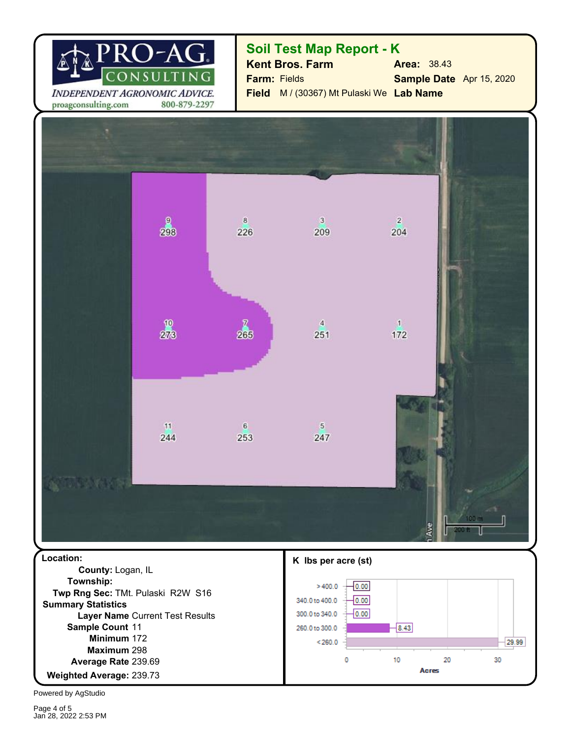# Soil Test Map Report - K

**Kent Bros. Farm**

**Farm:** Fields

**Field** M / (30367) Mt Pulaski We

**Area:** 38.43

**Sample Date** Apr 15, 2020

**Lab Name**

PRO-AG CONSULTING

*INDEPENDENT AGRONOMIC ADVICE.*

proagconsulting.com 800-879-2297

| Sample | K |
|---|---|
| 9 | 298 |
| 8 | 226 |
| 3 | 209 |
| 2 | 204 |
| 10 | 273 |
| 7 | 265 |
| 4 | 251 |
| 1 | 172 |
| 11 | 244 |
| 6 | 253 |
| 5 | 247 |

**Location:**

**County:** Logan, IL

**Township:**

**Twp Rng Sec:** TMt. Pulaski R2W S16

**Summary Statistics**

**Layer Name** Current Test Results

**Sample Count** 11

**Minimum** 172

**Maximum** 298

**Average Rate** 239.69

**Weighted Average:** 239.73

**K lbs per acre (st)**

| Range | Acres |
|---|---|
| > 400.0 | 0.00 |
| 340.0 to 400.0 | 0.00 |
| 300.0 to 340.0 | 0.00 |
| 260.0 to 300.0 | 8.43 |
| < 260.0 | 29.99 |

Powered by AgStudio

Jan 28, 2022 2:53 PM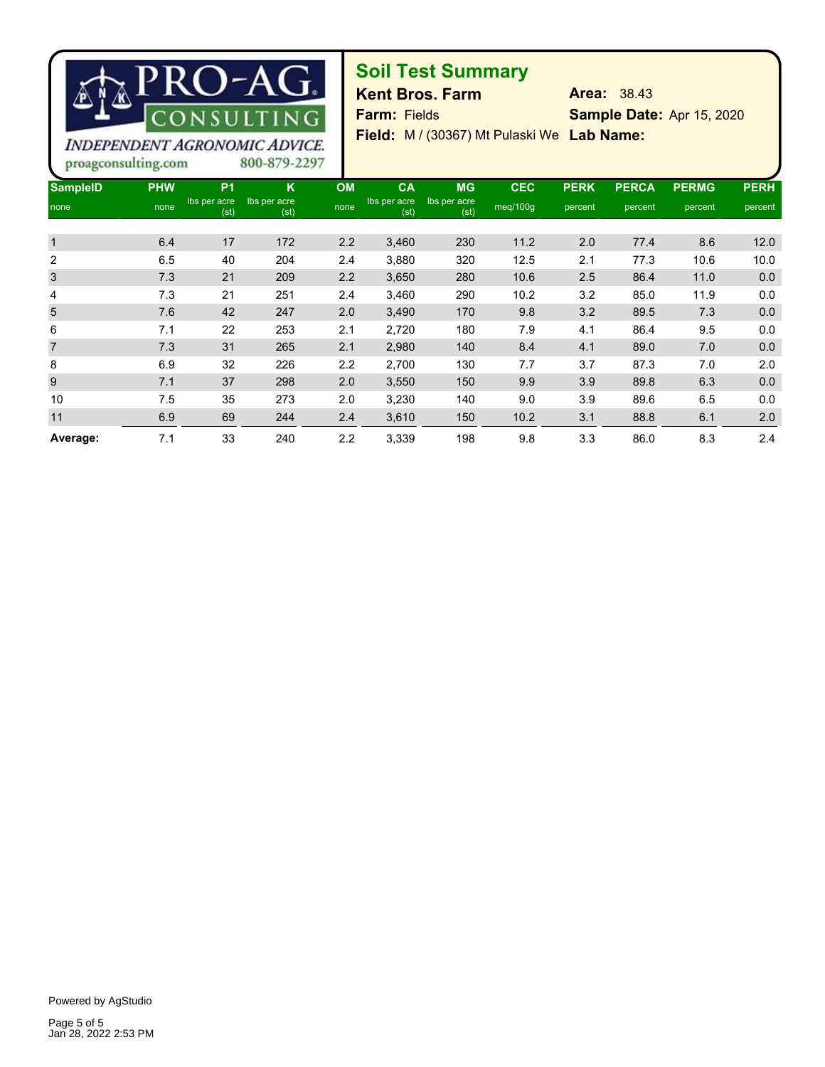PRO-AG CONSULTING

*INDEPENDENT AGRONOMIC ADVICE.*

proagconsulting.com 800-879-2297

# Soil Test Summary

**Kent Bros. Farm**

**Farm:** Fields

**Field:** M / (30367) Mt Pulaski We

**Area:** 38.43

**Sample Date:** Apr 15, 2020

**Lab Name:**

| SampleID | PHW | P1 | K | OM | CA | MG | CEC | PERK | PERCA | PERMG | PERH |
|---|---|---|---|---|---|---|---|---|---|---|---|
| none | none | lbs per acre (st) | lbs per acre (st) | none | lbs per acre (st) | lbs per acre (st) | meq/100g | percent | percent | percent | percent |
| 1 | 6.4 | 17 | 172 | 2.2 | 3,460 | 230 | 11.2 | 2.0 | 77.4 | 8.6 | 12.0 |
| 2 | 6.5 | 40 | 204 | 2.4 | 3,880 | 320 | 12.5 | 2.1 | 77.3 | 10.6 | 10.0 |
| 3 | 7.3 | 21 | 209 | 2.2 | 3,650 | 280 | 10.6 | 2.5 | 86.4 | 11.0 | 0.0 |
| 4 | 7.3 | 21 | 251 | 2.4 | 3,460 | 290 | 10.2 | 3.2 | 85.0 | 11.9 | 0.0 |
| 5 | 7.6 | 42 | 247 | 2.0 | 3,490 | 170 | 9.8 | 3.2 | 89.5 | 7.3 | 0.0 |
| 6 | 7.1 | 22 | 253 | 2.1 | 2,720 | 180 | 7.9 | 4.1 | 86.4 | 9.5 | 0.0 |
| 7 | 7.3 | 31 | 265 | 2.1 | 2,980 | 140 | 8.4 | 4.1 | 89.0 | 7.0 | 0.0 |
| 8 | 6.9 | 32 | 226 | 2.2 | 2,700 | 130 | 7.7 | 3.7 | 87.3 | 7.0 | 2.0 |
| 9 | 7.1 | 37 | 298 | 2.0 | 3,550 | 150 | 9.9 | 3.9 | 89.8 | 6.3 | 0.0 |
| 10 | 7.5 | 35 | 273 | 2.0 | 3,230 | 140 | 9.0 | 3.9 | 89.6 | 6.5 | 0.0 |
| 11 | 6.9 | 69 | 244 | 2.4 | 3,610 | 150 | 10.2 | 3.1 | 88.8 | 6.1 | 2.0 |
| **Average:** | 7.1 | 33 | 240 | 2.2 | 3,339 | 198 | 9.8 | 3.3 | 86.0 | 8.3 | 2.4 |

Powered by AgStudio

Jan 28, 2022 2:53 PM